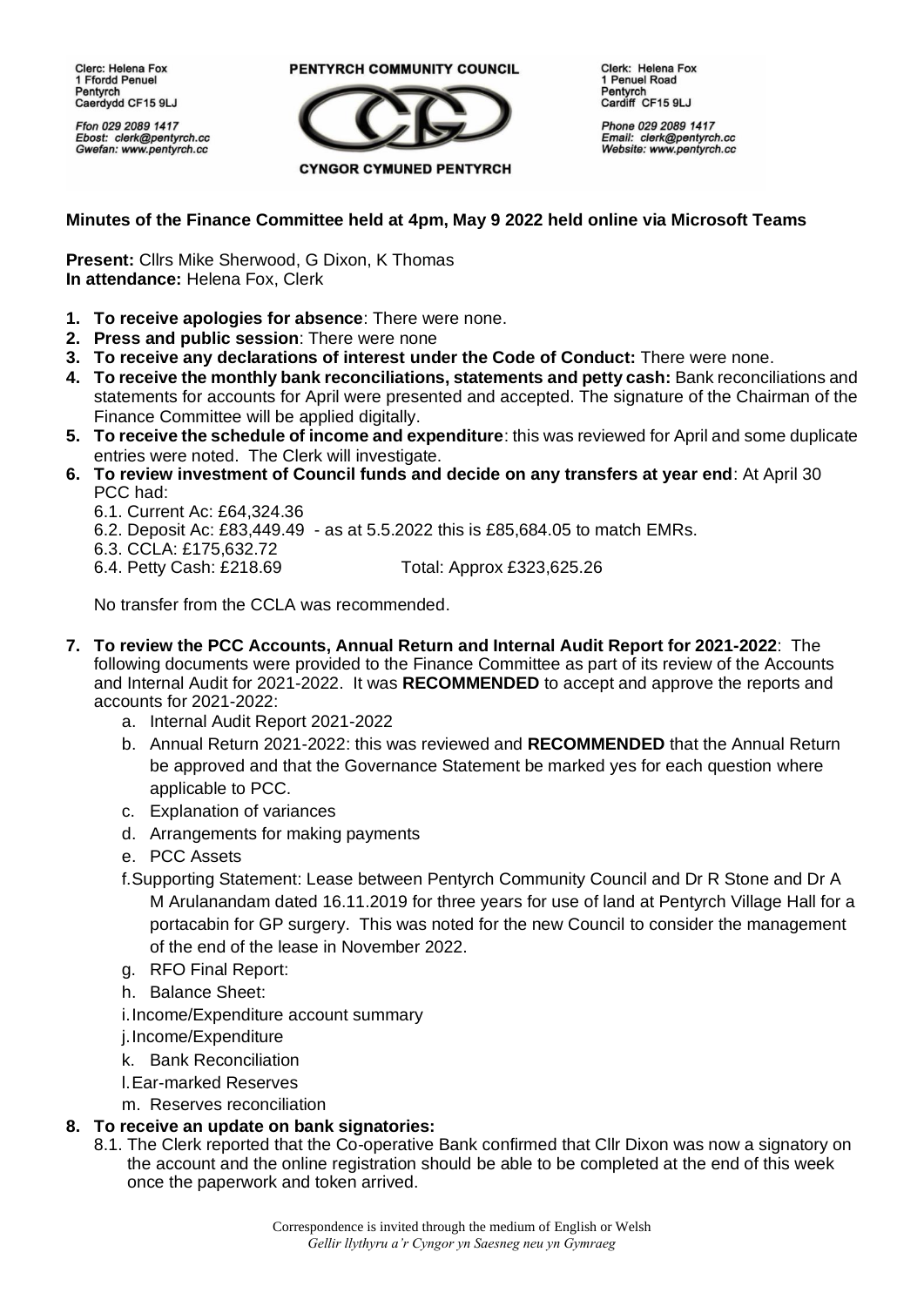Clerc: Helena Fox
1 Ffordd Penuel
Pentyrch
Caerdydd CF15 9LJ

Ffon 029 2089 1417
Ebost: clerk@pentyrch.cc
Gwefan: www.pentyrch.cc

**PENTYRCH COMMUNITY COUNCIL**

**CYNGOR CYMUNED PENTYRCH**

Clerk: Helena Fox
1 Penuel Road
Pentyrch
Cardiff CF15 9LJ

Phone 029 2089 1417
Email: clerk@pentyrch.cc
Website: www.pentyrch.cc

## Minutes of the Finance Committee held at 4pm, May 9 2022 held online via Microsoft Teams

**Present:** Cllrs Mike Sherwood, G Dixon, K Thomas
**In attendance:** Helena Fox, Clerk

1. **To receive apologies for absence**: There were none.
2. **Press and public session**: There were none
3. **To receive any declarations of interest under the Code of Conduct:** There were none.
4. **To receive the monthly bank reconciliations, statements and petty cash:** Bank reconciliations and statements for accounts for April were presented and accepted. The signature of the Chairman of the Finance Committee will be applied digitally.
5. **To receive the schedule of income and expenditure**: this was reviewed for April and some duplicate entries were noted. The Clerk will investigate.
6. **To review investment of Council funds and decide on any transfers at year end**: At April 30 PCC had:
   6.1. Current Ac: £64,324.36
   6.2. Deposit Ac: £83,449.49 - as at 5.5.2022 this is £85,684.05 to match EMRs.
   6.3. CCLA: £175,632.72
   6.4. Petty Cash: £218.69 Total: Approx £323,625.26

   No transfer from the CCLA was recommended.

7. **To review the PCC Accounts, Annual Return and Internal Audit Report for 2021-2022**: The following documents were provided to the Finance Committee as part of its review of the Accounts and Internal Audit for 2021-2022. It was **RECOMMENDED** to accept and approve the reports and accounts for 2021-2022:
   a. Internal Audit Report 2021-2022
   b. Annual Return 2021-2022: this was reviewed and **RECOMMENDED** that the Annual Return be approved and that the Governance Statement be marked yes for each question where applicable to PCC.
   c. Explanation of variances
   d. Arrangements for making payments
   e. PCC Assets
   f. Supporting Statement: Lease between Pentyrch Community Council and Dr R Stone and Dr A M Arulanandam dated 16.11.2019 for three years for use of land at Pentyrch Village Hall for a portacabin for GP surgery. This was noted for the new Council to consider the management of the end of the lease in November 2022.
   g. RFO Final Report:
   h. Balance Sheet:
   i. Income/Expenditure account summary
   j. Income/Expenditure
   k. Bank Reconciliation
   l. Ear-marked Reserves
   m. Reserves reconciliation
8. **To receive an update on bank signatories:**
   8.1. The Clerk reported that the Co-operative Bank confirmed that Cllr Dixon was now a signatory on the account and the online registration should be able to be completed at the end of this week once the paperwork and token arrived.

Correspondence is invited through the medium of English or Welsh
*Gellir llythyru a'r Cyngor yn Saesneg neu yn Gymraeg*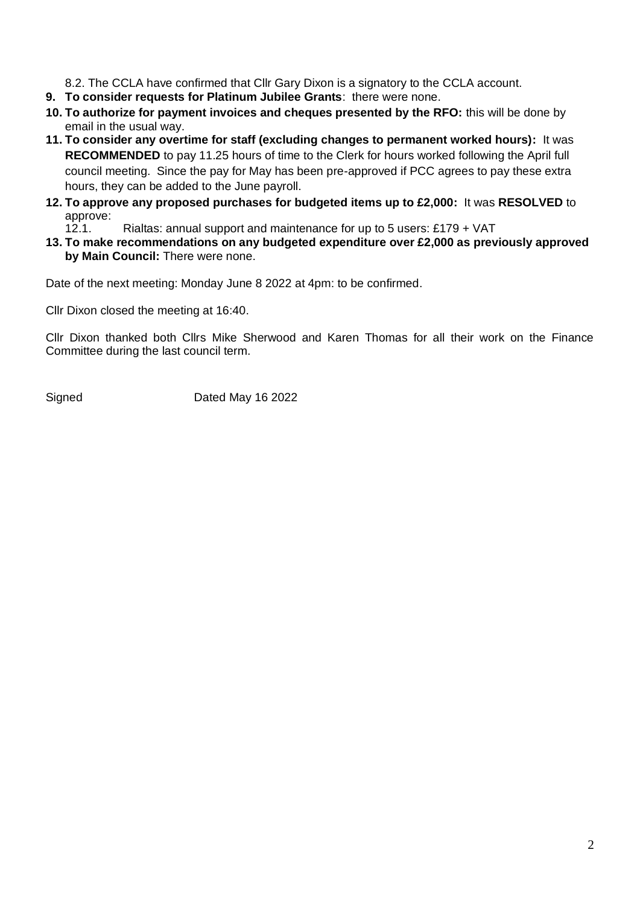8.2. The CCLA have confirmed that Cllr Gary Dixon is a signatory to the CCLA account.

9. **To consider requests for Platinum Jubilee Grants**: there were none.
10. **To authorize for payment invoices and cheques presented by the RFO:** this will be done by email in the usual way.
11. **To consider any overtime for staff (excluding changes to permanent worked hours):** It was **RECOMMENDED** to pay 11.25 hours of time to the Clerk for hours worked following the April full council meeting. Since the pay for May has been pre-approved if PCC agrees to pay these extra hours, they can be added to the June payroll.
12. **To approve any proposed purchases for budgeted items up to £2,000:** It was **RESOLVED** to approve:
    12.1. Rialtas: annual support and maintenance for up to 5 users: £179 + VAT
13. **To make recommendations on any budgeted expenditure over £2,000 as previously approved by Main Council:** There were none.

Date of the next meeting: Monday June 8 2022 at 4pm: to be confirmed.

Cllr Dixon closed the meeting at 16:40.

Cllr Dixon thanked both Cllrs Mike Sherwood and Karen Thomas for all their work on the Finance Committee during the last council term.

Signed Dated May 16 2022